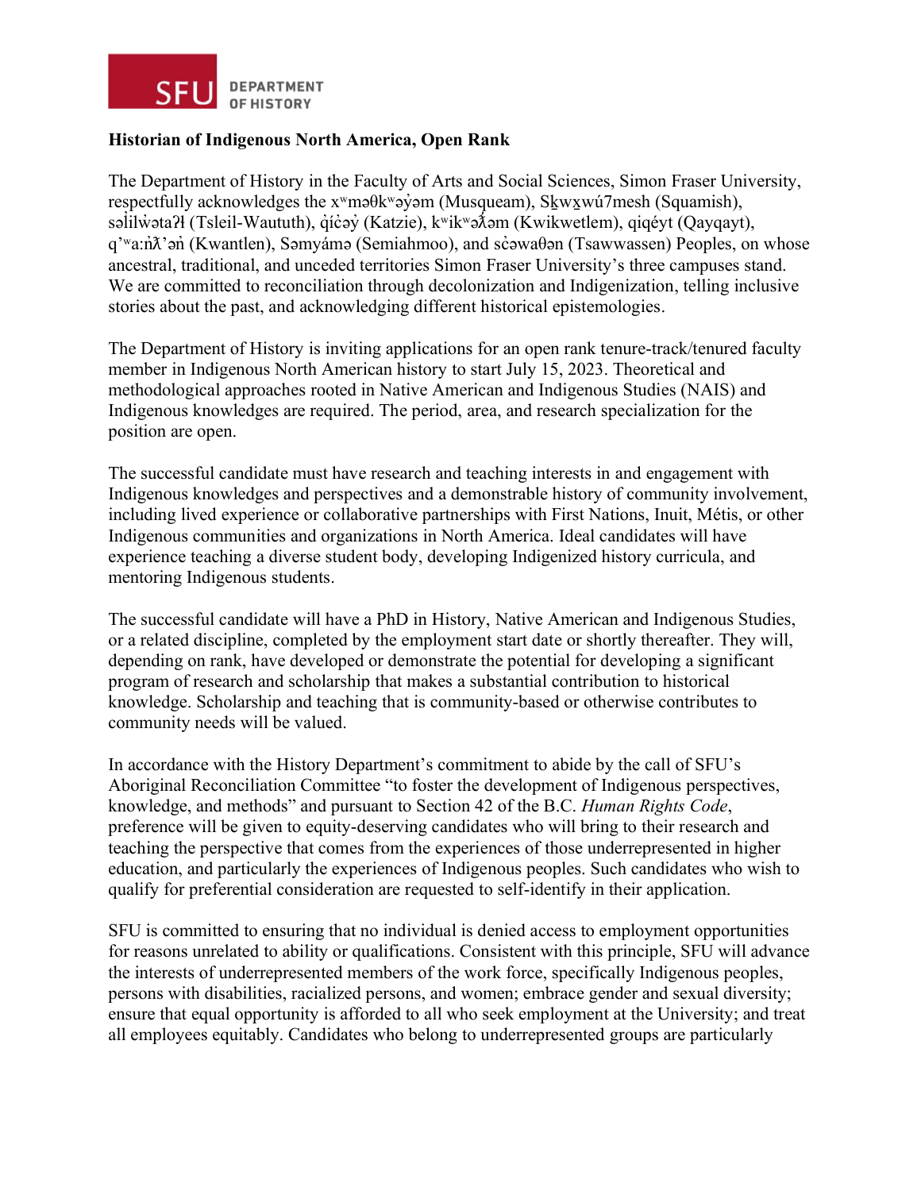SFU DEPARTMENT OF HISTORY

**Historian of Indigenous North America, Open Rank**

The Department of History in the Faculty of Arts and Social Sciences, Simon Fraser University, respectfully acknowledges the xʷməθkʷəy̓əm (Musqueam), Sḵwx̱wú7mesh (Squamish), səl̓ilw̓ətaʔɬ (Tsleil-Waututh), q̓íc̓əy̓ (Katzie), kʷikʷəƛ̓əm (Kwikwetlem), qiqéyt (Qayqayt), q'ʷa:n̓ƛ'ən̓ (Kwantlen), Sәmyámә (Semiahmoo), and sc̓əwaθən (Tsawwassen) Peoples, on whose ancestral, traditional, and unceded territories Simon Fraser University's three campuses stand. We are committed to reconciliation through decolonization and Indigenization, telling inclusive stories about the past, and acknowledging different historical epistemologies.

The Department of History is inviting applications for an open rank tenure-track/tenured faculty member in Indigenous North American history to start July 15, 2023. Theoretical and methodological approaches rooted in Native American and Indigenous Studies (NAIS) and Indigenous knowledges are required. The period, area, and research specialization for the position are open.

The successful candidate must have research and teaching interests in and engagement with Indigenous knowledges and perspectives and a demonstrable history of community involvement, including lived experience or collaborative partnerships with First Nations, Inuit, Métis, or other Indigenous communities and organizations in North America. Ideal candidates will have experience teaching a diverse student body, developing Indigenized history curricula, and mentoring Indigenous students.

The successful candidate will have a PhD in History, Native American and Indigenous Studies, or a related discipline, completed by the employment start date or shortly thereafter. They will, depending on rank, have developed or demonstrate the potential for developing a significant program of research and scholarship that makes a substantial contribution to historical knowledge. Scholarship and teaching that is community-based or otherwise contributes to community needs will be valued.

In accordance with the History Department's commitment to abide by the call of SFU's Aboriginal Reconciliation Committee "to foster the development of Indigenous perspectives, knowledge, and methods" and pursuant to Section 42 of the B.C. *Human Rights Code*, preference will be given to equity-deserving candidates who will bring to their research and teaching the perspective that comes from the experiences of those underrepresented in higher education, and particularly the experiences of Indigenous peoples. Such candidates who wish to qualify for preferential consideration are requested to self-identify in their application.

SFU is committed to ensuring that no individual is denied access to employment opportunities for reasons unrelated to ability or qualifications. Consistent with this principle, SFU will advance the interests of underrepresented members of the work force, specifically Indigenous peoples, persons with disabilities, racialized persons, and women; embrace gender and sexual diversity; ensure that equal opportunity is afforded to all who seek employment at the University; and treat all employees equitably. Candidates who belong to underrepresented groups are particularly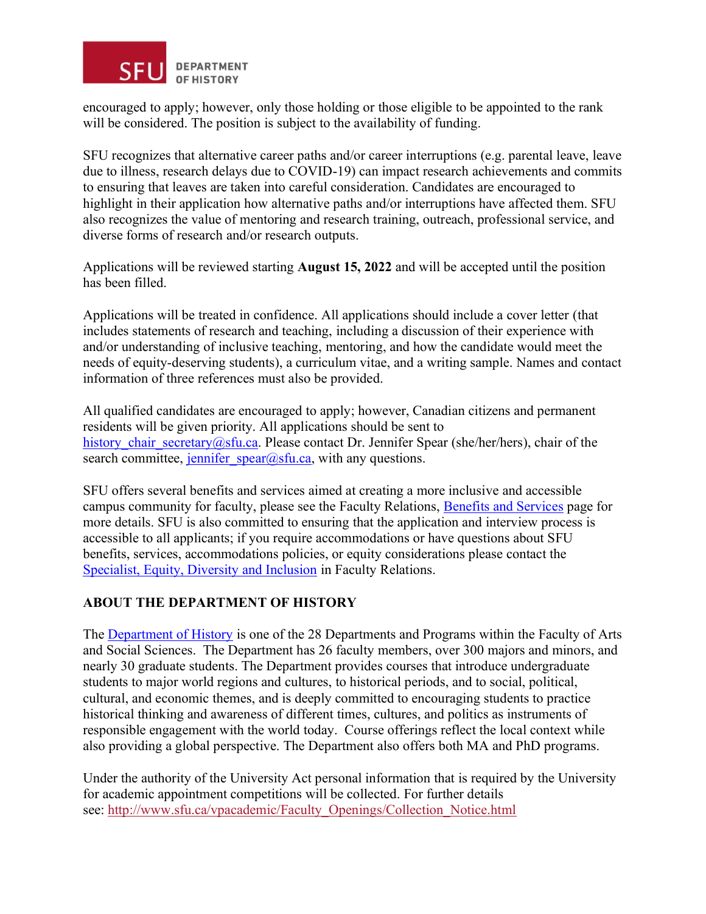encouraged to apply; however, only those holding or those eligible to be appointed to the rank will be considered. The position is subject to the availability of funding.

SFU recognizes that alternative career paths and/or career interruptions (e.g. parental leave, leave due to illness, research delays due to COVID-19) can impact research achievements and commits to ensuring that leaves are taken into careful consideration. Candidates are encouraged to highlight in their application how alternative paths and/or interruptions have affected them. SFU also recognizes the value of mentoring and research training, outreach, professional service, and diverse forms of research and/or research outputs.

Applications will be reviewed starting **August 15, 2022** and will be accepted until the position has been filled.

Applications will be treated in confidence. All applications should include a cover letter (that includes statements of research and teaching, including a discussion of their experience with and/or understanding of inclusive teaching, mentoring, and how the candidate would meet the needs of equity-deserving students), a curriculum vitae, and a writing sample. Names and contact information of three references must also be provided.

All qualified candidates are encouraged to apply; however, Canadian citizens and permanent residents will be given priority. All applications should be sent to history_chair_secretary@sfu.ca. Please contact Dr. Jennifer Spear (she/her/hers), chair of the search committee, jennifer_spear@sfu.ca, with any questions.

SFU offers several benefits and services aimed at creating a more inclusive and accessible campus community for faculty, please see the Faculty Relations, Benefits and Services page for more details. SFU is also committed to ensuring that the application and interview process is accessible to all applicants; if you require accommodations or have questions about SFU benefits, services, accommodations policies, or equity considerations please contact the Specialist, Equity, Diversity and Inclusion in Faculty Relations.

## ABOUT THE DEPARTMENT OF HISTORY

The Department of History is one of the 28 Departments and Programs within the Faculty of Arts and Social Sciences. The Department has 26 faculty members, over 300 majors and minors, and nearly 30 graduate students. The Department provides courses that introduce undergraduate students to major world regions and cultures, to historical periods, and to social, political, cultural, and economic themes, and is deeply committed to encouraging students to practice historical thinking and awareness of different times, cultures, and politics as instruments of responsible engagement with the world today. Course offerings reflect the local context while also providing a global perspective. The Department also offers both MA and PhD programs.

Under the authority of the University Act personal information that is required by the University for academic appointment competitions will be collected. For further details see: http://www.sfu.ca/vpacademic/Faculty_Openings/Collection_Notice.html